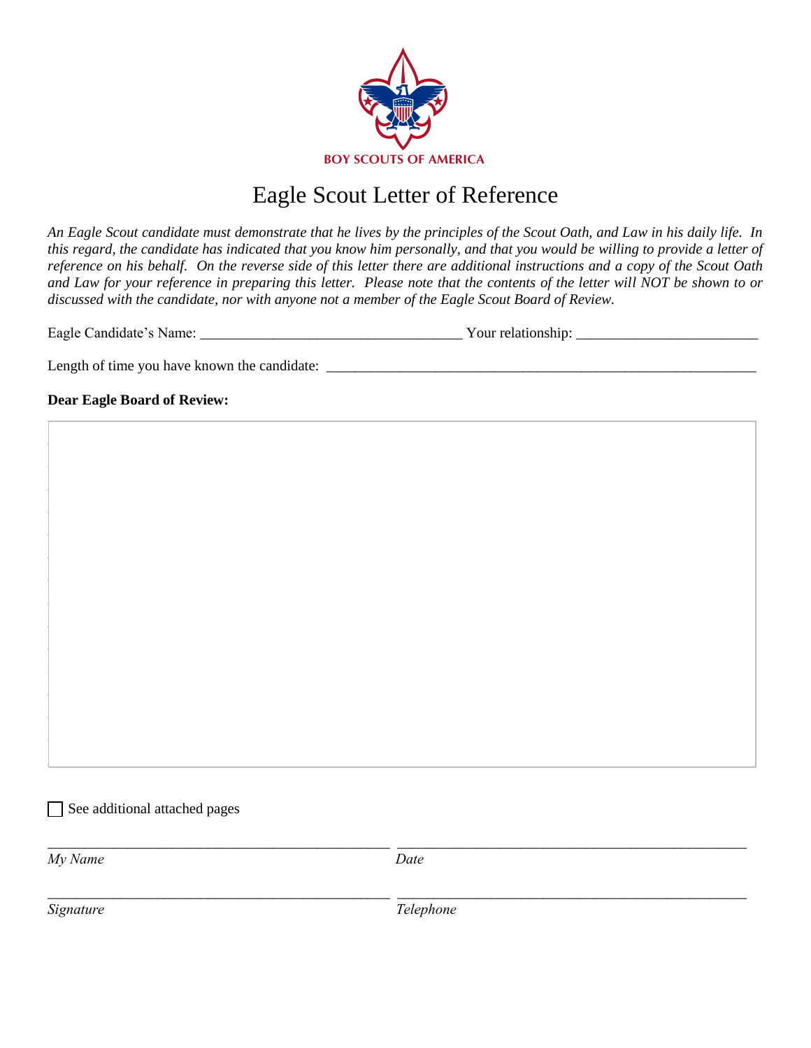BOY SCOUTS OF AMERICA

# Eagle Scout Letter of Reference

*An Eagle Scout candidate must demonstrate that he lives by the principles of the Scout Oath, and Law in his daily life. In this regard, the candidate has indicated that you know him personally, and that you would be willing to provide a letter of reference on his behalf. On the reverse side of this letter there are additional instructions and a copy of the Scout Oath and Law for your reference in preparing this letter. Please note that the contents of the letter will NOT be shown to or discussed with the candidate, nor with anyone not a member of the Eagle Scout Board of Review.*

Eagle Candidate's Name: ___________________________________ Your relationship: ________________________

Length of time you have known the candidate: __________________________________________________________

**Dear Eagle Board of Review:**

☐ See additional attached pages

_____________________________________________ _____________________________________________

*My Name* *Date*

_____________________________________________ _____________________________________________

*Signature* *Telephone*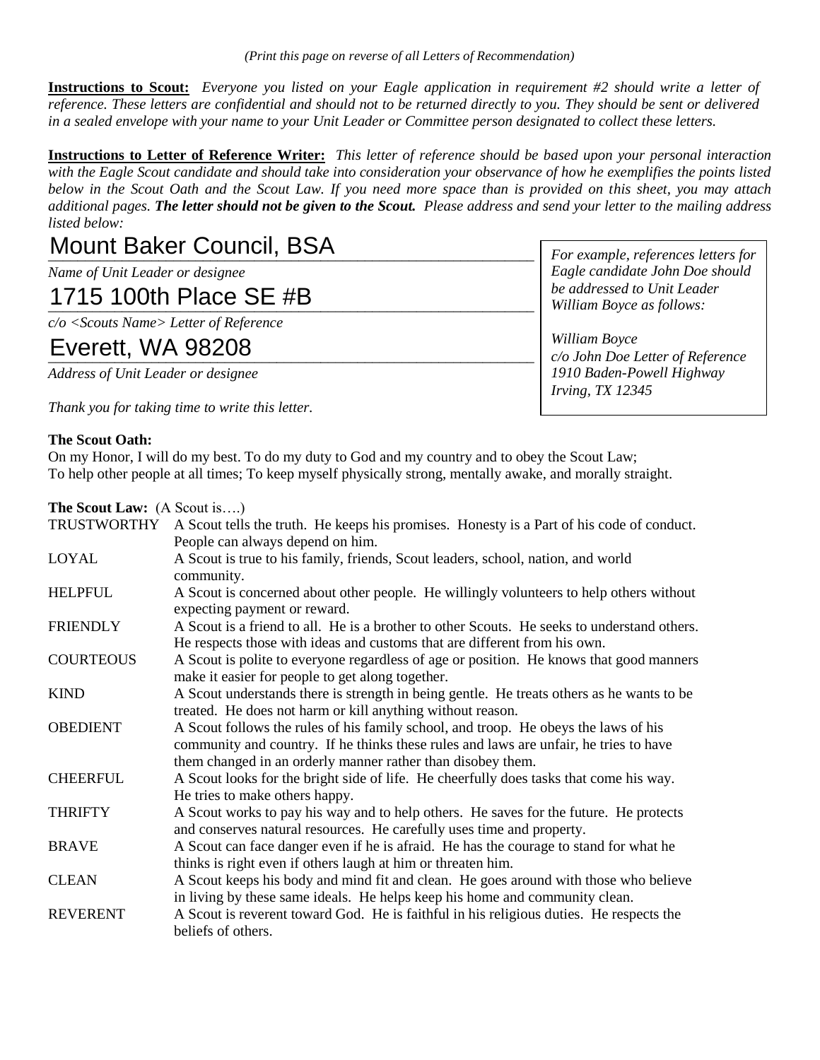*(Print this page on reverse of all Letters of Recommendation)*

**Instructions to Scout:** *Everyone you listed on your Eagle application in requirement #2 should write a letter of reference. These letters are confidential and should not to be returned directly to you. They should be sent or delivered in a sealed envelope with your name to your Unit Leader or Committee person designated to collect these letters.*

**Instructions to Letter of Reference Writer:** *This letter of reference should be based upon your personal interaction with the Eagle Scout candidate and should take into consideration your observance of how he exemplifies the points listed below in the Scout Oath and the Scout Law. If you need more space than is provided on this sheet, you may attach additional pages.* ***The letter should not be given to the Scout.*** *Please address and send your letter to the mailing address listed below:*

Mount Baker Council, BSA
*Name of Unit Leader or designee*

1715 100th Place SE #B
*c/o <Scouts Name> Letter of Reference*

Everett, WA 98208
*Address of Unit Leader or designee*

*Thank you for taking time to write this letter.*

*For example, references letters for Eagle candidate John Doe should be addressed to Unit Leader William Boyce as follows:*

*William Boyce*
*c/o John Doe Letter of Reference*
*1910 Baden-Powell Highway*
*Irving, TX 12345*

**The Scout Oath:**

On my Honor, I will do my best. To do my duty to God and my country and to obey the Scout Law;
To help other people at all times; To keep myself physically strong, mentally awake, and morally straight.

**The Scout Law:** (A Scout is….)

| | |
|---|---|
| TRUSTWORTHY | A Scout tells the truth. He keeps his promises. Honesty is a Part of his code of conduct. People can always depend on him. |
| LOYAL | A Scout is true to his family, friends, Scout leaders, school, nation, and world community. |
| HELPFUL | A Scout is concerned about other people. He willingly volunteers to help others without expecting payment or reward. |
| FRIENDLY | A Scout is a friend to all. He is a brother to other Scouts. He seeks to understand others. He respects those with ideas and customs that are different from his own. |
| COURTEOUS | A Scout is polite to everyone regardless of age or position. He knows that good manners make it easier for people to get along together. |
| KIND | A Scout understands there is strength in being gentle. He treats others as he wants to be treated. He does not harm or kill anything without reason. |
| OBEDIENT | A Scout follows the rules of his family school, and troop. He obeys the laws of his community and country. If he thinks these rules and laws are unfair, he tries to have them changed in an orderly manner rather than disobey them. |
| CHEERFUL | A Scout looks for the bright side of life. He cheerfully does tasks that come his way. He tries to make others happy. |
| THRIFTY | A Scout works to pay his way and to help others. He saves for the future. He protects and conserves natural resources. He carefully uses time and property. |
| BRAVE | A Scout can face danger even if he is afraid. He has the courage to stand for what he thinks is right even if others laugh at him or threaten him. |
| CLEAN | A Scout keeps his body and mind fit and clean. He goes around with those who believe in living by these same ideals. He helps keep his home and community clean. |
| REVERENT | A Scout is reverent toward God. He is faithful in his religious duties. He respects the beliefs of others. |